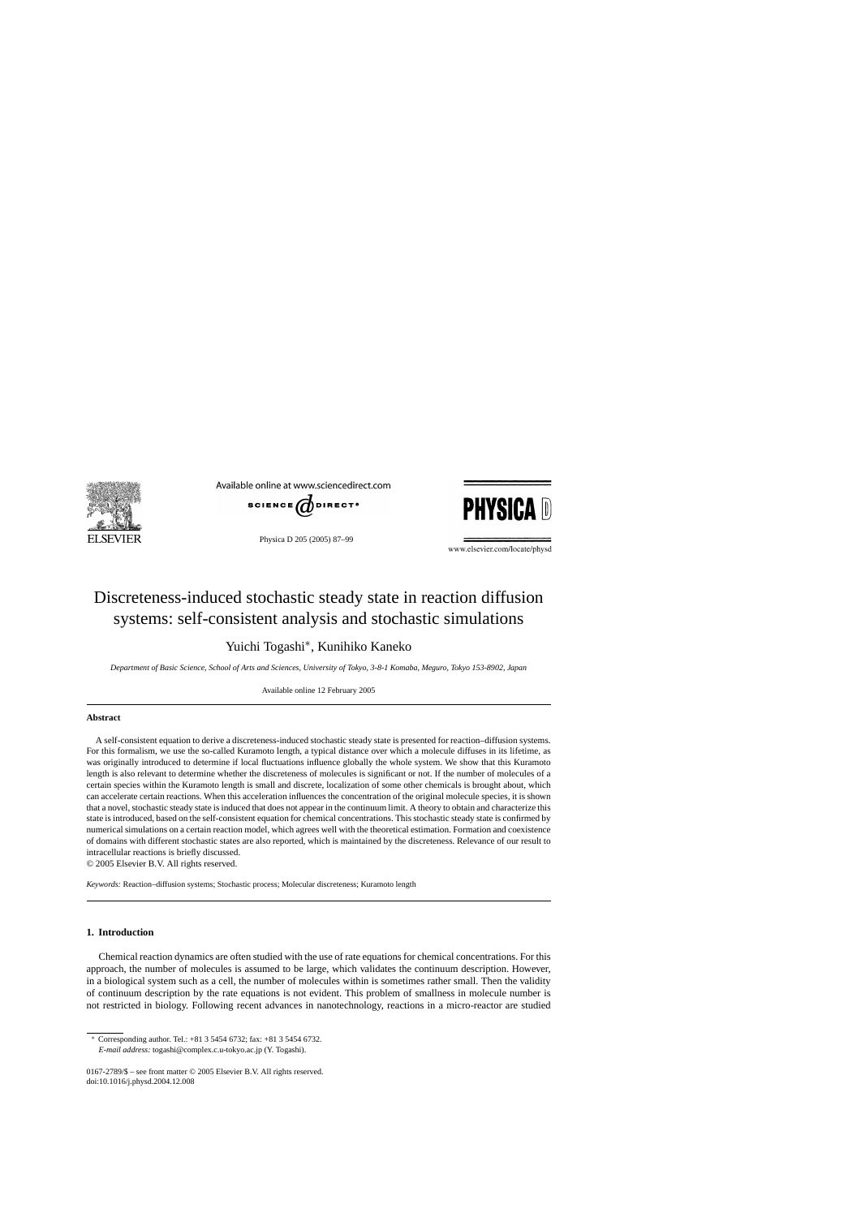# Discreteness-induced stochastic steady state in reaction diffusion systems: self-consistent analysis and stochastic simulations

Yuichi Togashi*, Kunihiko Kaneko

*Department of Basic Science, School of Arts and Sciences, University of Tokyo, 3-8-1 Komaba, Meguro, Tokyo 153-8902, Japan*

Available online 12 February 2005

## Abstract

A self-consistent equation to derive a discreteness-induced stochastic steady state is presented for reaction–diffusion systems. For this formalism, we use the so-called Kuramoto length, a typical distance over which a molecule diffuses in its lifetime, as was originally introduced to determine if local fluctuations influence globally the whole system. We show that this Kuramoto length is also relevant to determine whether the discreteness of molecules is significant or not. If the number of molecules of a certain species within the Kuramoto length is small and discrete, localization of some other chemicals is brought about, which can accelerate certain reactions. When this acceleration influences the concentration of the original molecule species, it is shown that a novel, stochastic steady state is induced that does not appear in the continuum limit. A theory to obtain and characterize this state is introduced, based on the self-consistent equation for chemical concentrations. This stochastic steady state is confirmed by numerical simulations on a certain reaction model, which agrees well with the theoretical estimation. Formation and coexistence of domains with different stochastic states are also reported, which is maintained by the discreteness. Relevance of our result to intracellular reactions is briefly discussed.

© 2005 Elsevier B.V. All rights reserved.

*Keywords:* Reaction–diffusion systems; Stochastic process; Molecular discreteness; Kuramoto length

## 1. Introduction

Chemical reaction dynamics are often studied with the use of rate equations for chemical concentrations. For this approach, the number of molecules is assumed to be large, which validates the continuum description. However, in a biological system such as a cell, the number of molecules within is sometimes rather small. Then the validity of continuum description by the rate equations is not evident. This problem of smallness in molecule number is not restricted in biology. Following recent advances in nanotechnology, reactions in a micro-reactor are studied

* Corresponding author. Tel.: +81 3 5454 6732; fax: +81 3 5454 6732.
*E-mail address:* togashi@complex.c.u-tokyo.ac.jp (Y. Togashi).

0167-2789/$ – see front matter © 2005 Elsevier B.V. All rights reserved.
doi:10.1016/j.physd.2004.12.008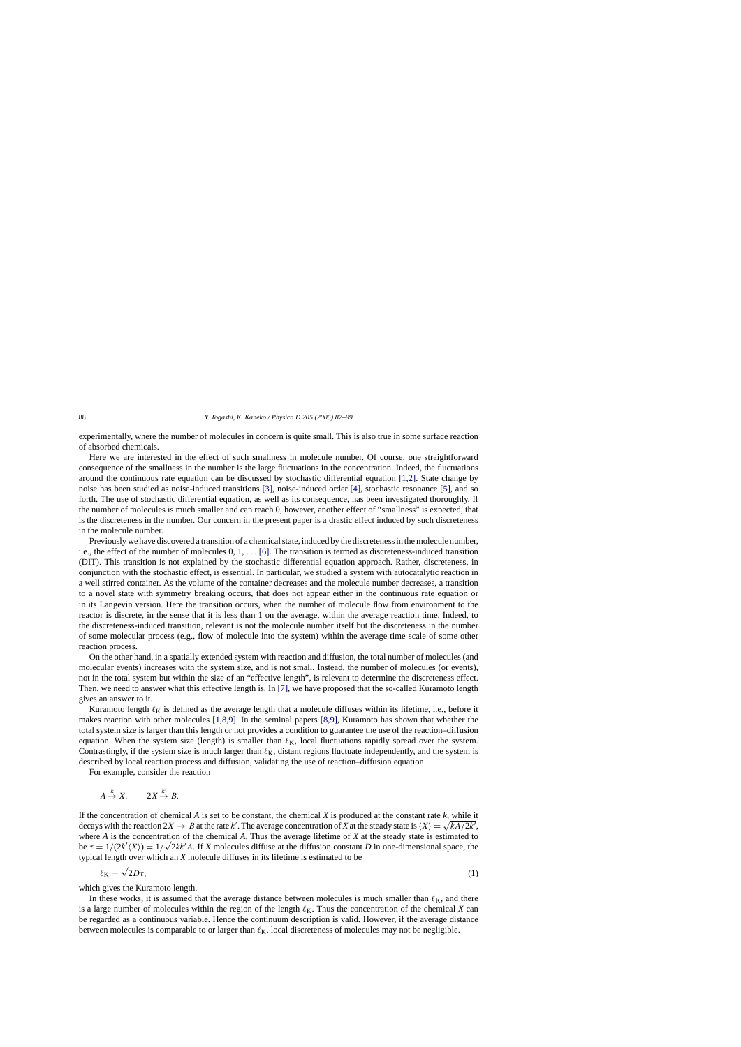experimentally, where the number of molecules in concern is quite small. This is also true in some surface reaction of absorbed chemicals.

Here we are interested in the effect of such smallness in molecule number. Of course, one straightforward consequence of the smallness in the number is the large fluctuations in the concentration. Indeed, the fluctuations around the continuous rate equation can be discussed by stochastic differential equation [1,2]. State change by noise has been studied as noise-induced transitions [3], noise-induced order [4], stochastic resonance [5], and so forth. The use of stochastic differential equation, as well as its consequence, has been investigated thoroughly. If the number of molecules is much smaller and can reach 0, however, another effect of "smallness" is expected, that is the discreteness in the number. Our concern in the present paper is a drastic effect induced by such discreteness in the molecule number.

Previously we have discovered a transition of a chemical state, induced by the discreteness in the molecule number, i.e., the effect of the number of molecules 0, 1, ... [6]. The transition is termed as discreteness-induced transition (DIT). This transition is not explained by the stochastic differential equation approach. Rather, discreteness, in conjunction with the stochastic effect, is essential. In particular, we studied a system with autocatalytic reaction in a well stirred container. As the volume of the container decreases and the molecule number decreases, a transition to a novel state with symmetry breaking occurs, that does not appear either in the continuous rate equation or in its Langevin version. Here the transition occurs, when the number of molecule flow from environment to the reactor is discrete, in the sense that it is less than 1 on the average, within the average reaction time. Indeed, to the discreteness-induced transition, relevant is not the molecule number itself but the discreteness in the number of some molecular process (e.g., flow of molecule into the system) within the average time scale of some other reaction process.

On the other hand, in a spatially extended system with reaction and diffusion, the total number of molecules (and molecular events) increases with the system size, and is not small. Instead, the number of molecules (or events), not in the total system but within the size of an "effective length", is relevant to determine the discreteness effect. Then, we need to answer what this effective length is. In [7], we have proposed that the so-called Kuramoto length gives an answer to it.

Kuramoto length $\ell_K$ is defined as the average length that a molecule diffuses within its lifetime, i.e., before it makes reaction with other molecules [1,8,9]. In the seminal papers [8,9], Kuramoto has shown that whether the total system size is larger than this length or not provides a condition to guarantee the use of the reaction–diffusion equation. When the system size (length) is smaller than $\ell_K$, local fluctuations rapidly spread over the system. Contrastingly, if the system size is much larger than $\ell_K$, distant regions fluctuate independently, and the system is described by local reaction process and diffusion, validating the use of reaction–diffusion equation.

For example, consider the reaction

$$A \xrightarrow{k} X, \qquad 2X \xrightarrow{k'} B.$$

If the concentration of chemical $A$ is set to be constant, the chemical $X$ is produced at the constant rate $k$, while it decays with the reaction $2X \to B$ at the rate $k'$. The average concentration of $X$ at the steady state is $\langle X \rangle = \sqrt{kA/2k'}$, where $A$ is the concentration of the chemical $A$. Thus the average lifetime of $X$ at the steady state is estimated to be $\tau = 1/(2k'\langle X \rangle) = 1/\sqrt{2kk'A}$. If $X$ molecules diffuse at the diffusion constant $D$ in one-dimensional space, the typical length over which an $X$ molecule diffuses in its lifetime is estimated to be

$$\ell_K = \sqrt{2D\tau}, \tag{1}$$

which gives the Kuramoto length.

In these works, it is assumed that the average distance between molecules is much smaller than $\ell_K$, and there is a large number of molecules within the region of the length $\ell_K$. Thus the concentration of the chemical $X$ can be regarded as a continuous variable. Hence the continuum description is valid. However, if the average distance between molecules is comparable to or larger than $\ell_K$, local discreteness of molecules may not be negligible.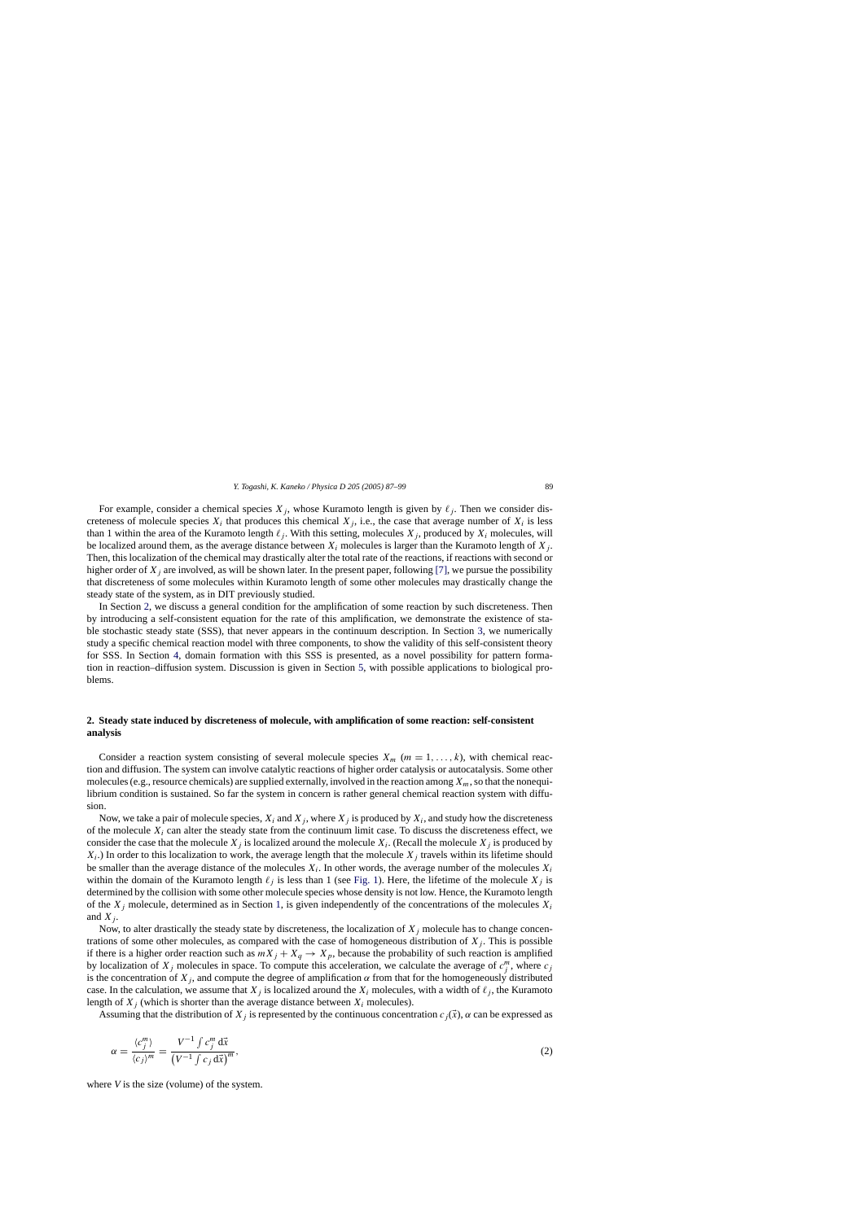For example, consider a chemical species $X_j$, whose Kuramoto length is given by $\ell_j$. Then we consider discreteness of molecule species $X_i$ that produces this chemical $X_j$, i.e., the case that average number of $X_i$ is less than 1 within the area of the Kuramoto length $\ell_j$. With this setting, molecules $X_j$, produced by $X_i$ molecules, will be localized around them, as the average distance between $X_i$ molecules is larger than the Kuramoto length of $X_j$. Then, this localization of the chemical may drastically alter the total rate of the reactions, if reactions with second or higher order of $X_j$ are involved, as will be shown later. In the present paper, following [7], we pursue the possibility that discreteness of some molecules within Kuramoto length of some other molecules may drastically change the steady state of the system, as in DIT previously studied.

In Section 2, we discuss a general condition for the amplification of some reaction by such discreteness. Then by introducing a self-consistent equation for the rate of this amplification, we demonstrate the existence of stable stochastic steady state (SSS), that never appears in the continuum description. In Section 3, we numerically study a specific chemical reaction model with three components, to show the validity of this self-consistent theory for SSS. In Section 4, domain formation with this SSS is presented, as a novel possibility for pattern formation in reaction–diffusion system. Discussion is given in Section 5, with possible applications to biological problems.

## 2. Steady state induced by discreteness of molecule, with amplification of some reaction: self-consistent analysis

Consider a reaction system consisting of several molecule species $X_m$ ($m = 1, \ldots, k$), with chemical reaction and diffusion. The system can involve catalytic reactions of higher order catalysis or autocatalysis. Some other molecules (e.g., resource chemicals) are supplied externally, involved in the reaction among $X_m$, so that the nonequilibrium condition is sustained. So far the system in concern is rather general chemical reaction system with diffusion.

Now, we take a pair of molecule species, $X_i$ and $X_j$, where $X_j$ is produced by $X_i$, and study how the discreteness of the molecule $X_i$ can alter the steady state from the continuum limit case. To discuss the discreteness effect, we consider the case that the molecule $X_j$ is localized around the molecule $X_i$. (Recall the molecule $X_j$ is produced by $X_i$.) In order to this localization to work, the average length that the molecule $X_j$ travels within its lifetime should be smaller than the average distance of the molecules $X_i$. In other words, the average number of the molecules $X_i$ within the domain of the Kuramoto length $\ell_j$ is less than 1 (see Fig. 1). Here, the lifetime of the molecule $X_j$ is determined by the collision with some other molecule species whose density is not low. Hence, the Kuramoto length of the $X_j$ molecule, determined as in Section 1, is given independently of the concentrations of the molecules $X_i$ and $X_j$.

Now, to alter drastically the steady state by discreteness, the localization of $X_j$ molecule has to change concentrations of some other molecules, as compared with the case of homogeneous distribution of $X_j$. This is possible if there is a higher order reaction such as $mX_j + X_q \to X_p$, because the probability of such reaction is amplified by localization of $X_j$ molecules in space. To compute this acceleration, we calculate the average of $c_j^m$, where $c_j$ is the concentration of $X_j$, and compute the degree of amplification $\alpha$ from that for the homogeneously distributed case. In the calculation, we assume that $X_j$ is localized around the $X_i$ molecules, with a width of $\ell_j$, the Kuramoto length of $X_j$ (which is shorter than the average distance between $X_i$ molecules).

Assuming that the distribution of $X_j$ is represented by the continuous concentration $c_j(\vec{x})$, $\alpha$ can be expressed as

$$\alpha = \frac{\langle c_j^m \rangle}{\langle c_j \rangle^m} = \frac{V^{-1} \int c_j^m \, \mathrm{d}\vec{x}}{\left(V^{-1} \int c_j \, \mathrm{d}\vec{x}\right)^m}, \tag{2}$$

where $V$ is the size (volume) of the system.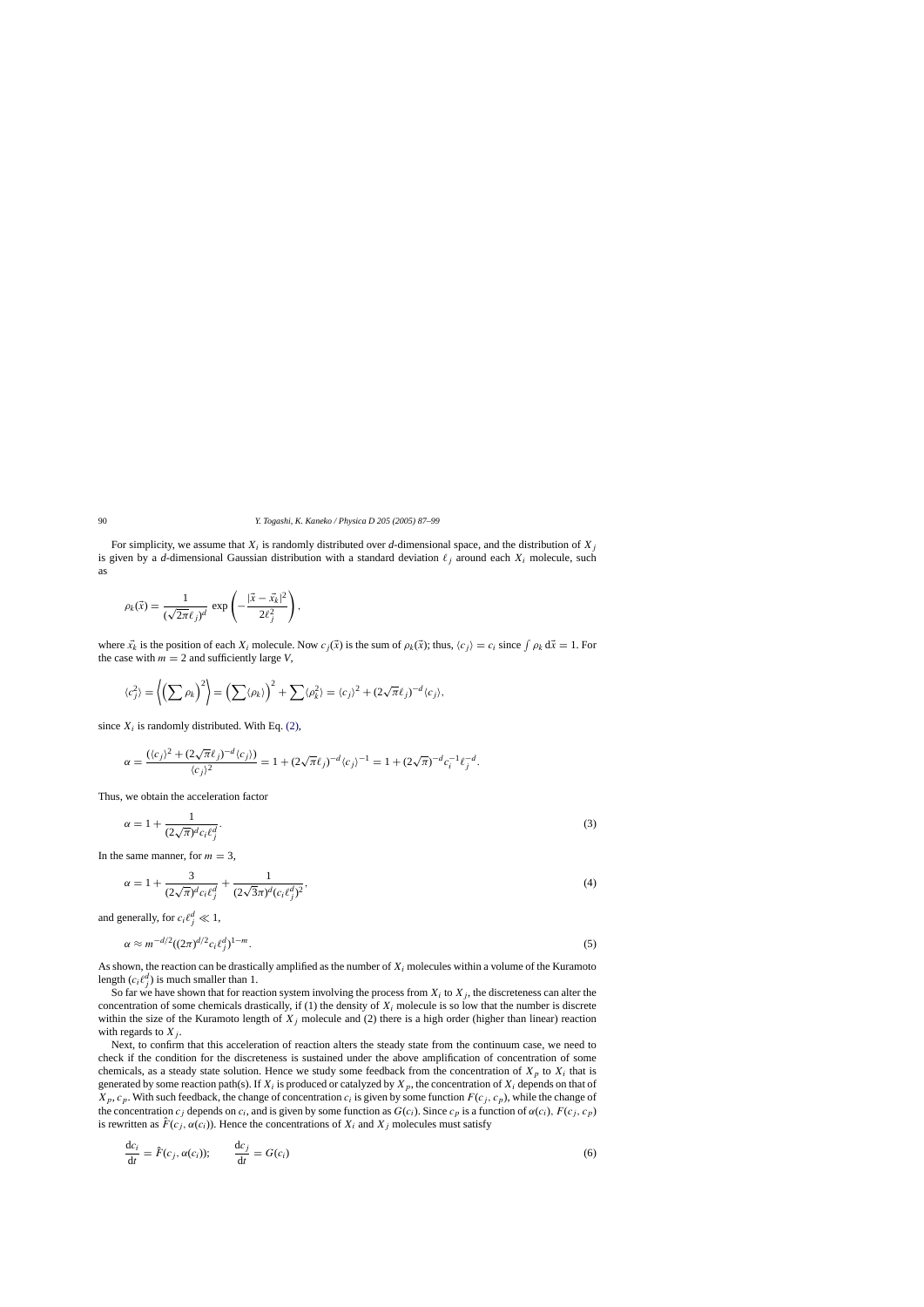For simplicity, we assume that $X_i$ is randomly distributed over $d$-dimensional space, and the distribution of $X_j$ is given by a $d$-dimensional Gaussian distribution with a standard deviation $\ell_j$ around each $X_i$ molecule, such as

$$\rho_k(\vec{x}) = \frac{1}{(\sqrt{2\pi}\ell_j)^d} \exp\left(-\frac{|\vec{x}-\vec{x_k}|^2}{2\ell_j^2}\right),$$

where $\vec{x_k}$ is the position of each $X_i$ molecule. Now $c_j(\vec{x})$ is the sum of $\rho_k(\vec{x})$; thus, $\langle c_j \rangle = c_i$ since $\int \rho_k \, \mathrm{d}\vec{x} = 1$. For the case with $m = 2$ and sufficiently large $V$,

$$\langle c_j^2 \rangle = \left\langle \left(\sum \rho_k\right)^2 \right\rangle = \left(\sum \langle \rho_k \rangle\right)^2 + \sum \langle \rho_k^2 \rangle = \langle c_j \rangle^2 + (2\sqrt{\pi}\ell_j)^{-d} \langle c_j \rangle,$$

since $X_i$ is randomly distributed. With Eq. (2),

$$\alpha = \frac{(\langle c_j \rangle^2 + (2\sqrt{\pi}\ell_j)^{-d}\langle c_j \rangle)}{\langle c_j \rangle^2} = 1 + (2\sqrt{\pi}\ell_j)^{-d}\langle c_j \rangle^{-1} = 1 + (2\sqrt{\pi})^{-d} c_i^{-1} \ell_j^{-d}.$$

Thus, we obtain the acceleration factor

$$\alpha = 1 + \frac{1}{(2\sqrt{\pi})^d c_i \ell_j^d}. \tag{3}$$

In the same manner, for $m = 3$,

$$\alpha = 1 + \frac{3}{(2\sqrt{\pi})^d c_i \ell_j^d} + \frac{1}{(2\sqrt{3}\pi)^d (c_i \ell_j^d)^2}, \tag{4}$$

and generally, for $c_i \ell_j^d \ll 1$,

$$\alpha \approx m^{-d/2}((2\pi)^{d/2} c_i \ell_j^d)^{1-m}. \tag{5}$$

As shown, the reaction can be drastically amplified as the number of $X_i$ molecules within a volume of the Kuramoto length $(c_i \ell_j^d)$ is much smaller than 1.

So far we have shown that for reaction system involving the process from $X_i$ to $X_j$, the discreteness can alter the concentration of some chemicals drastically, if (1) the density of $X_i$ molecule is so low that the number is discrete within the size of the Kuramoto length of $X_j$ molecule and (2) there is a high order (higher than linear) reaction with regards to $X_j$.

Next, to confirm that this acceleration of reaction alters the steady state from the continuum case, we need to check if the condition for the discreteness is sustained under the above amplification of concentration of some chemicals, as a steady state solution. Hence we study some feedback from the concentration of $X_p$ to $X_i$ that is generated by some reaction path(s). If $X_i$ is produced or catalyzed by $X_p$, the concentration of $X_i$ depends on that of $X_p$, $c_p$. With such feedback, the change of concentration $c_i$ is given by some function $F(c_j, c_p)$, while the change of the concentration $c_j$ depends on $c_i$, and is given by some function as $G(c_i)$. Since $c_p$ is a function of $\alpha(c_i)$, $F(c_j, c_p)$ is rewritten as $\hat{F}(c_j, \alpha(c_i))$. Hence the concentrations of $X_i$ and $X_j$ molecules must satisfy

$$\frac{\mathrm{d}c_i}{\mathrm{d}t} = \hat{F}(c_j, \alpha(c_i)); \qquad \frac{\mathrm{d}c_j}{\mathrm{d}t} = G(c_i) \tag{6}$$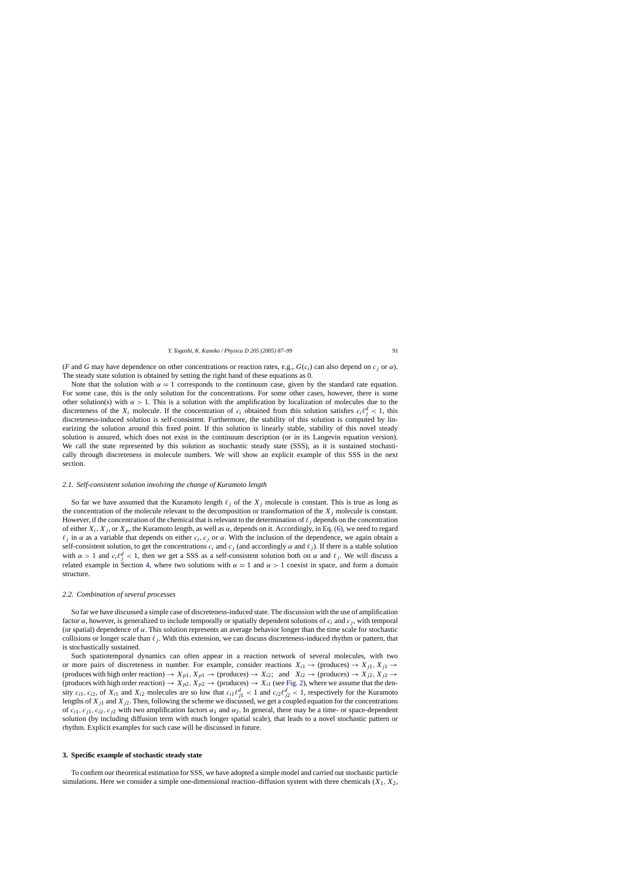($F$ and $G$ may have dependence on other concentrations or reaction rates, e.g., $G(c_i)$ can also depend on $c_j$ or $\alpha$). The steady state solution is obtained by setting the right hand of these equations as 0.

Note that the solution with $\alpha = 1$ corresponds to the continuum case, given by the standard rate equation. For some case, this is the only solution for the concentrations. For some other cases, however, there is some other solution(s) with $\alpha > 1$. This is a solution with the amplification by localization of molecules due to the discreteness of the $X_i$ molecule. If the concentration of $c_i$ obtained from this solution satisfies $c_i \ell_j^d < 1$, this discreteness-induced solution is self-consistent. Furthermore, the stability of this solution is computed by linearizing the solution around this fixed point. If this solution is linearly stable, stability of this novel steady solution is assured, which does not exist in the continuum description (or in its Langevin equation version). We call the state represented by this solution as stochastic steady state (SSS), as it is sustained stochastically through discreteness in molecule numbers. We will show an explicit example of this SSS in the next section.

### 2.1. Self-consistent solution involving the change of Kuramoto length

So far we have assumed that the Kuramoto length $\ell_j$ of the $X_j$ molecule is constant. This is true as long as the concentration of the molecule relevant to the decomposition or transformation of the $X_j$ molecule is constant. However, if the concentration of the chemical that is relevant to the determination of $\ell_j$ depends on the concentration of either $X_i$, $X_j$, or $X_p$, the Kuramoto length, as well as $\alpha$, depends on it. Accordingly, in Eq. (6), we need to regard $\ell_j$ in $\alpha$ as a variable that depends on either $c_i$, $c_j$ or $\alpha$. With the inclusion of the dependence, we again obtain a self-consistent solution, to get the concentrations $c_i$ and $c_j$ (and accordingly $\alpha$ and $\ell_j$). If there is a stable solution with $\alpha > 1$ and $c_i \ell_j^d < 1$, then we get a SSS as a self-consistent solution both on $\alpha$ and $\ell_j$. We will discuss a related example in Section 4, where two solutions with $\alpha = 1$ and $\alpha > 1$ coexist in space, and form a domain structure.

### 2.2. Combination of several processes

So far we have discussed a simple case of discreteness-induced state. The discussion with the use of amplification factor $\alpha$, however, is generalized to include temporally or spatially dependent solutions of $c_i$ and $c_j$, with temporal (or spatial) dependence of $\alpha$. This solution represents an average behavior longer than the time scale for stochastic collisions or longer scale than $\ell_j$. With this extension, we can discuss discreteness-induced rhythm or pattern, that is stochastically sustained.

Such spatiotemporal dynamics can often appear in a reaction network of several molecules, with two or more pairs of discreteness in number. For example, consider reactions $X_{i1} \rightarrow$ (produces) $\rightarrow X_{j1}$, $X_{j1} \rightarrow$ (produces with high order reaction) $\rightarrow X_{p1}$, $X_{p1} \rightarrow$ (produces) $\rightarrow X_{i2}$; and $X_{i2} \rightarrow$ (produces) $\rightarrow X_{j2}$, $X_{j2} \rightarrow$ (produces with high order reaction) $\rightarrow X_{p2}$, $X_{p2} \rightarrow$ (produces) $\rightarrow X_{i1}$ (see Fig. 2), where we assume that the density $c_{i1}$, $c_{i2}$, of $X_{i1}$ and $X_{i2}$ molecules are so low that $c_{i1} \ell_{j1}^d < 1$ and $c_{i2} \ell_{j2}^d < 1$, respectively for the Kuramoto lengths of $X_{j1}$ and $X_{j2}$. Then, following the scheme we discussed, we get a coupled equation for the concentrations of $c_{i1}$, $c_{j1}$, $c_{i2}$, $c_{j2}$ with two amplification factors $\alpha_1$ and $\alpha_2$. In general, there may be a time- or space-dependent solution (by including diffusion term with much longer spatial scale), that leads to a novel stochastic pattern or rhythm. Explicit examples for such case will be discussed in future.

## 3. Specific example of stochastic steady state

To confirm our theoretical estimation for SSS, we have adopted a simple model and carried out stochastic particle simulations. Here we consider a simple one-dimensional reaction–diffusion system with three chemicals ($X_1$, $X_2$,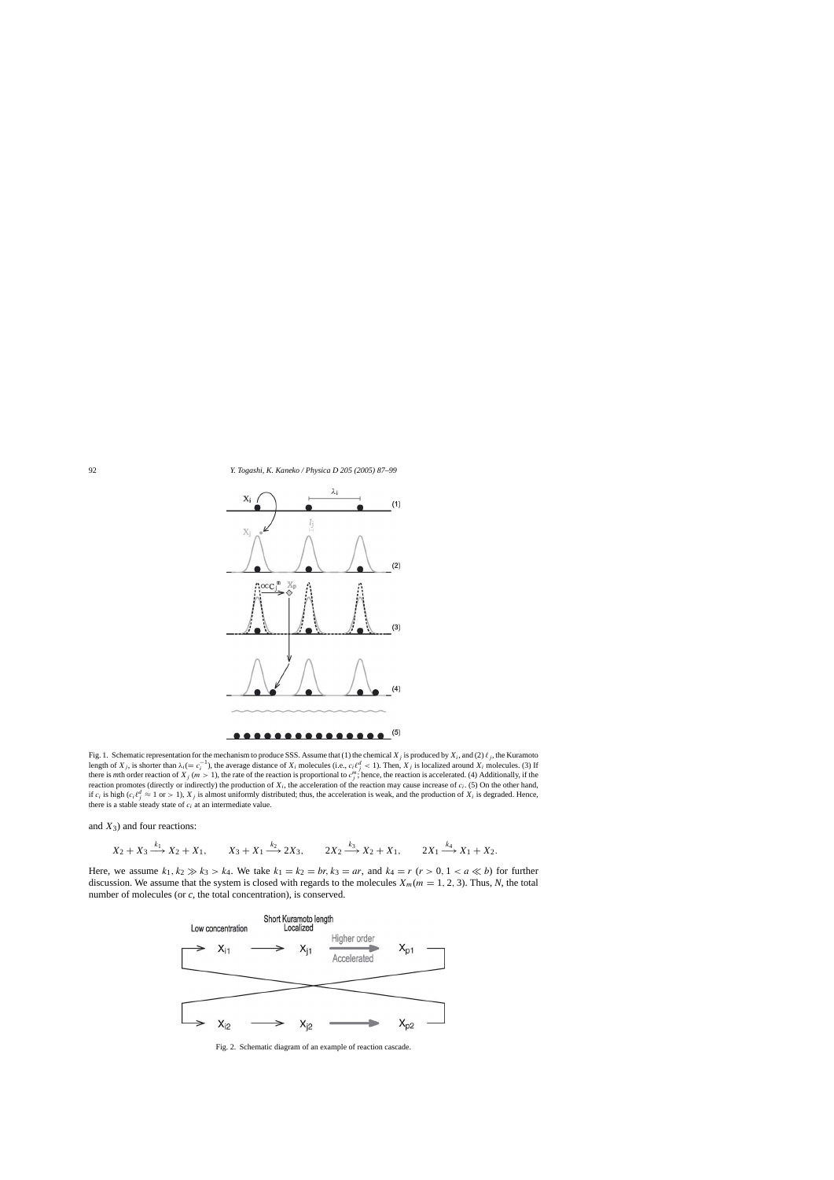Fig. 1. Schematic representation for the mechanism to produce SSS. Assume that (1) the chemical $X_j$ is produced by $X_i$, and (2) $\ell_j$, the Kuramoto length of $X_j$, is shorter than $\lambda_i (= c_i^{-1})$, the average distance of $X_i$ molecules (i.e., $c_i \ell_j^d < 1$). Then, $X_j$ is localized around $X_i$ molecules. (3) If there is $m$th order reaction of $X_j$ ($m > 1$), the rate of the reaction is proportional to $c_j^m$; hence, the reaction is accelerated. (4) Additionally, if the reaction promotes (directly or indirectly) the production of $X_i$, the acceleration of the reaction may cause increase of $c_i$. (5) On the other hand, if $c_i$ is high ($c_i \ell_j^d \approx 1$ or $> 1$), $X_j$ is almost uniformly distributed; thus, the acceleration is weak, and the production of $X_i$ is degraded. Hence, there is a stable steady state of $c_i$ at an intermediate value.

and $X_3$) and four reactions:

$$X_2 + X_3 \xrightarrow{k_1} X_2 + X_1, \qquad X_3 + X_1 \xrightarrow{k_2} 2X_3, \qquad 2X_2 \xrightarrow{k_3} X_2 + X_1, \qquad 2X_1 \xrightarrow{k_4} X_1 + X_2.$$

Here, we assume $k_1, k_2 \gg k_3 > k_4$. We take $k_1 = k_2 = br, k_3 = ar$, and $k_4 = r$ ($r > 0, 1 < a \ll b$) for further discussion. We assume that the system is closed with regards to the molecules $X_m (m = 1, 2, 3)$. Thus, *N*, the total number of molecules (or *c*, the total concentration), is conserved.

Fig. 2. Schematic diagram of an example of reaction cascade.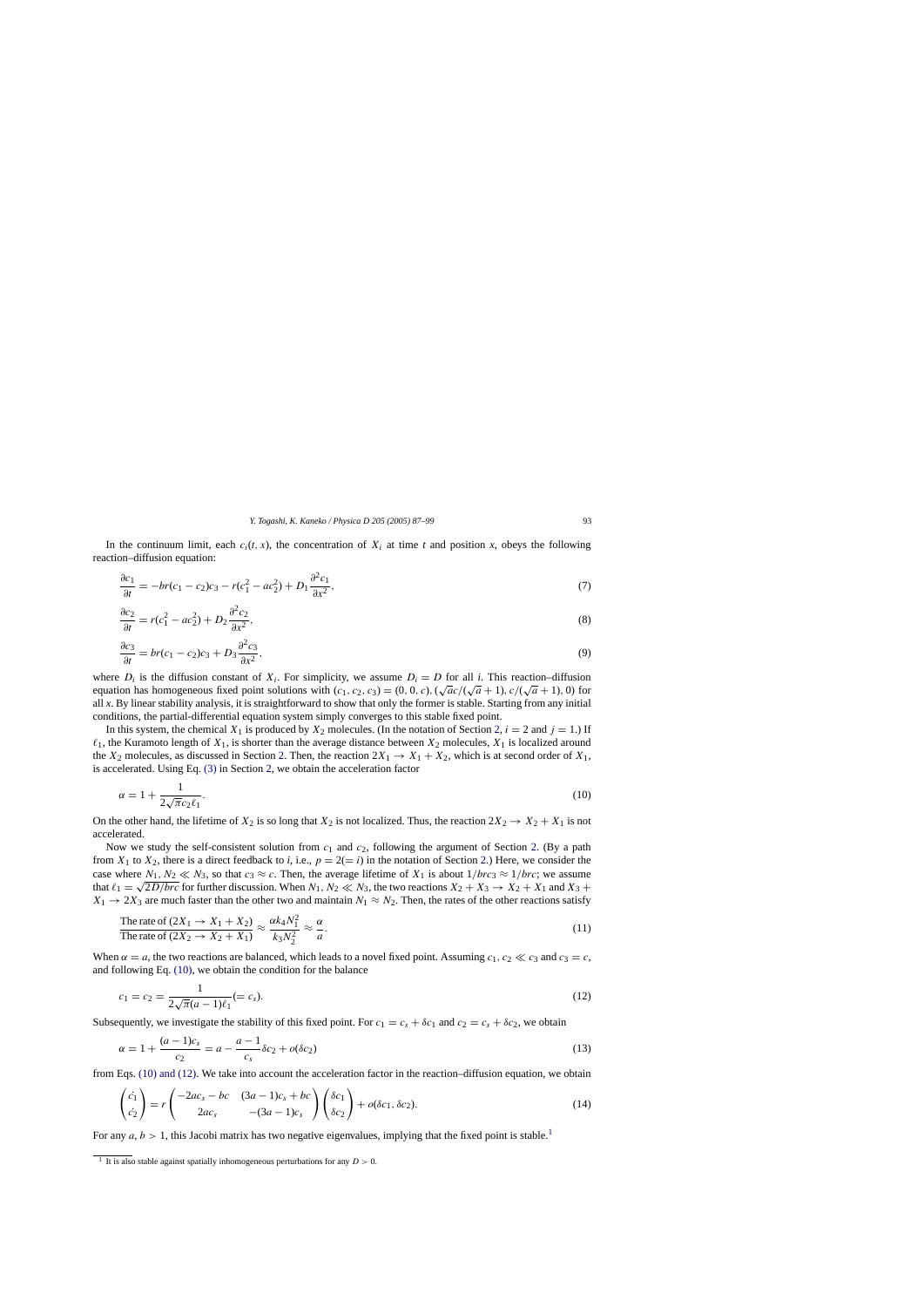In the continuum limit, each $c_i(t, x)$, the concentration of $X_i$ at time $t$ and position $x$, obeys the following reaction–diffusion equation:

$$\frac{\partial c_1}{\partial t} = -br(c_1 - c_2)c_3 - r(c_1^2 - ac_2^2) + D_1 \frac{\partial^2 c_1}{\partial x^2}, \tag{7}$$

$$\frac{\partial c_2}{\partial t} = r(c_1^2 - ac_2^2) + D_2 \frac{\partial^2 c_2}{\partial x^2}, \tag{8}$$

$$\frac{\partial c_3}{\partial t} = br(c_1 - c_2)c_3 + D_3 \frac{\partial^2 c_3}{\partial x^2}, \tag{9}$$

where $D_i$ is the diffusion constant of $X_i$. For simplicity, we assume $D_i = D$ for all $i$. This reaction–diffusion equation has homogeneous fixed point solutions with $(c_1, c_2, c_3) = (0, 0, c)$, $(\sqrt{a}c/(\sqrt{a}+1), c/(\sqrt{a}+1), 0)$ for all $x$. By linear stability analysis, it is straightforward to show that only the former is stable. Starting from any initial conditions, the partial-differential equation system simply converges to this stable fixed point.

In this system, the chemical $X_1$ is produced by $X_2$ molecules. (In the notation of Section 2, $i = 2$ and $j = 1$.) If $\ell_1$, the Kuramoto length of $X_1$, is shorter than the average distance between $X_2$ molecules, $X_1$ is localized around the $X_2$ molecules, as discussed in Section 2. Then, the reaction $2X_1 \to X_1 + X_2$, which is at second order of $X_1$, is accelerated. Using Eq. (3) in Section 2, we obtain the acceleration factor

$$\alpha = 1 + \frac{1}{2\sqrt{\pi}c_2\ell_1}. \tag{10}$$

On the other hand, the lifetime of $X_2$ is so long that $X_2$ is not localized. Thus, the reaction $2X_2 \to X_2 + X_1$ is not accelerated.

Now we study the self-consistent solution from $c_1$ and $c_2$, following the argument of Section 2. (By a path from $X_1$ to $X_2$, there is a direct feedback to $i$, i.e., $p = 2(= i)$ in the notation of Section 2.) Here, we consider the case where $N_1, N_2 \ll N_3$, so that $c_3 \approx c$. Then, the average lifetime of $X_1$ is about $1/brc_3 \approx 1/brc$; we assume that $\ell_1 = \sqrt{2D/brc}$ for further discussion. When $N_1, N_2 \ll N_3$, the two reactions $X_2 + X_3 \to X_2 + X_1$ and $X_3 + X_1 \to 2X_3$ are much faster than the other two and maintain $N_1 \approx N_2$. Then, the rates of the other reactions satisfy

$$\frac{\text{The rate of } (2X_1 \to X_1 + X_2)}{\text{The rate of } (2X_2 \to X_2 + X_1)} \approx \frac{\alpha k_4 N_1^2}{k_3 N_2^2} \approx \frac{\alpha}{a}. \tag{11}$$

When $\alpha = a$, the two reactions are balanced, which leads to a novel fixed point. Assuming $c_1, c_2 \ll c_3$ and $c_3 = c$, and following Eq. (10), we obtain the condition for the balance

$$c_1 = c_2 = \frac{1}{2\sqrt{\pi}(a-1)\ell_1} (= c_s). \tag{12}$$

Subsequently, we investigate the stability of this fixed point. For $c_1 = c_s + \delta c_1$ and $c_2 = c_s + \delta c_2$, we obtain

$$\alpha = 1 + \frac{(a-1)c_s}{c_2} = a - \frac{a-1}{c_s}\delta c_2 + o(\delta c_2) \tag{13}$$

from Eqs. (10) and (12). We take into account the acceleration factor in the reaction–diffusion equation, we obtain

$$\begin{pmatrix} \dot{c_1} \\ \dot{c_2} \end{pmatrix} = r \begin{pmatrix} -2ac_s - bc & (3a-1)c_s + bc \\ 2ac_s & -(3a-1)c_s \end{pmatrix} \begin{pmatrix} \delta c_1 \\ \delta c_2 \end{pmatrix} + o(\delta c_1, \delta c_2). \tag{14}$$

For any $a, b > 1$, this Jacobi matrix has two negative eigenvalues, implying that the fixed point is stable.[1]

[1] It is also stable against spatially inhomogeneous perturbations for any $D > 0$.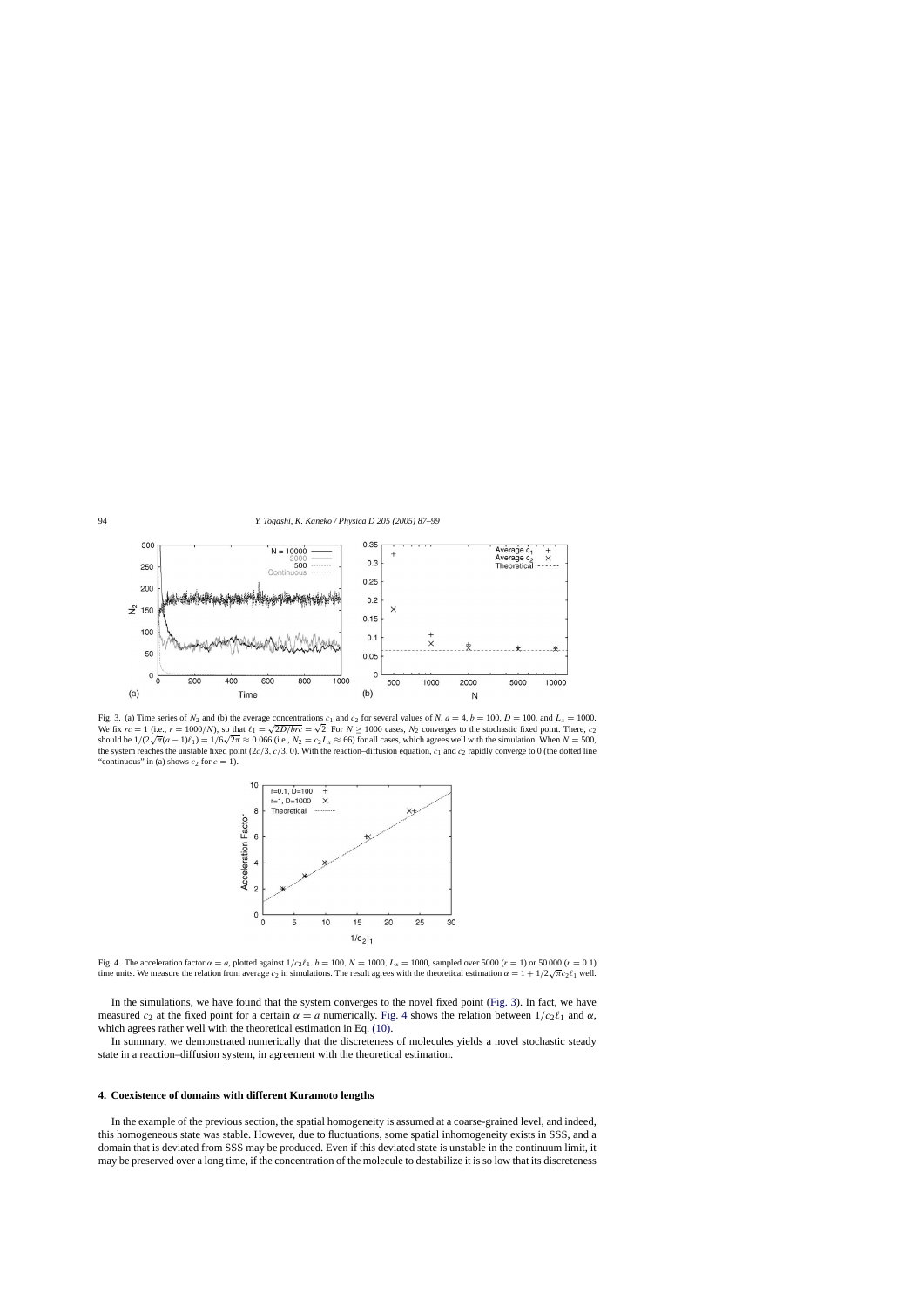Fig. 3. (a) Time series of $N_2$ and (b) the average concentrations $c_1$ and $c_2$ for several values of $N$. $a = 4$, $b = 100$. $D = 100$, and $L_x = 1000$. We fix $rc = 1$ (i.e., $r = 1000/N$), so that $\ell_1 = \sqrt{2D/brc} = \sqrt{2}$. For $N \geq 1000$ cases, $N_2$ converges to the stochastic fixed point. There, $c_2$ should be $1/(2\sqrt{\pi}(a-1)\ell_1) = 1/6\sqrt{2\pi} \approx 0.066$ (i.e., $N_2 = c_2 L_x \approx 66$) for all cases, which agrees well with the simulation. When $N = 500$, the system reaches the unstable fixed point $(2c/3, c/3, 0)$. With the reaction–diffusion equation, $c_1$ and $c_2$ rapidly converge to 0 (the dotted line "continuous" in (a) shows $c_2$ for $c = 1$).

Fig. 4. The acceleration factor $\alpha = a$, plotted against $1/c_2\ell_1$. $b = 100$. $N = 1000$. $L_x = 1000$, sampled over 5000 ($r = 1$) or 50 000 ($r = 0.1$) time units. We measure the relation from average $c_2$ in simulations. The result agrees with the theoretical estimation $\alpha = 1 + 1/2\sqrt{\pi}c_2\ell_1$ well.

In the simulations, we have found that the system converges to the novel fixed point (Fig. 3). In fact, we have measured $c_2$ at the fixed point for a certain $\alpha = a$ numerically. Fig. 4 shows the relation between $1/c_2\ell_1$ and $\alpha$, which agrees rather well with the theoretical estimation in Eq. (10).

In summary, we demonstrated numerically that the discreteness of molecules yields a novel stochastic steady state in a reaction–diffusion system, in agreement with the theoretical estimation.

## 4. Coexistence of domains with different Kuramoto lengths

In the example of the previous section, the spatial homogeneity is assumed at a coarse-grained level, and indeed, this homogeneous state was stable. However, due to fluctuations, some spatial inhomogeneity exists in SSS, and a domain that is deviated from SSS may be produced. Even if this deviated state is unstable in the continuum limit, it may be preserved over a long time, if the concentration of the molecule to destabilize it is so low that its discreteness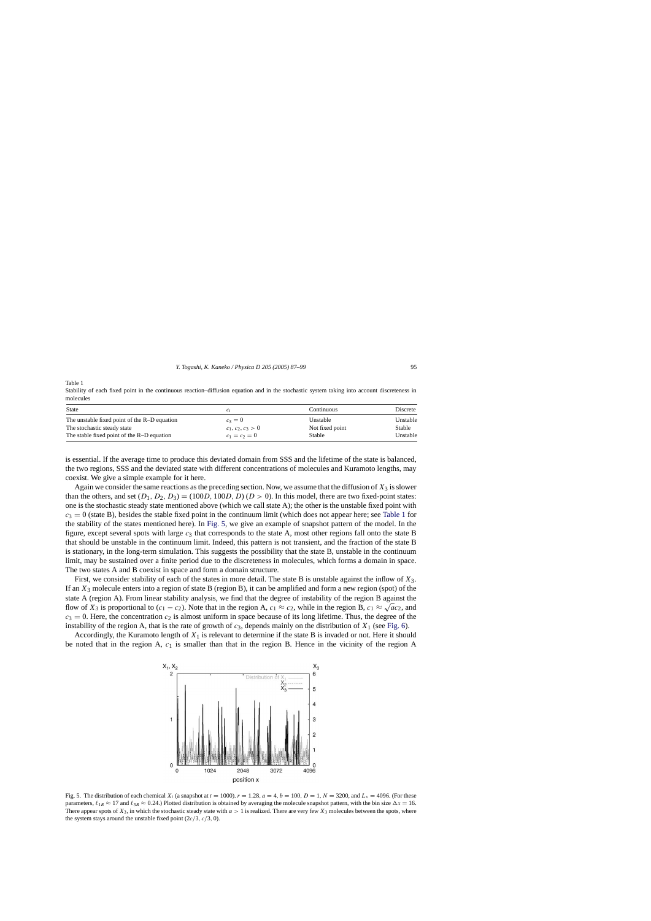Table 1
Stability of each fixed point in the continuous reaction–diffusion equation and in the stochastic system taking into account discreteness in molecules

| State | $c_i$ | Continuous | Discrete |
|---|---|---|---|
| The unstable fixed point of the R–D equation | $c_3 = 0$ | Unstable | Unstable |
| The stochastic steady state | $c_1, c_2, c_3 > 0$ | Not fixed point | Stable |
| The stable fixed point of the R–D equation | $c_1 = c_2 = 0$ | Stable | Unstable |

is essential. If the average time to produce this deviated domain from SSS and the lifetime of the state is balanced, the two regions, SSS and the deviated state with different concentrations of molecules and Kuramoto lengths, may coexist. We give a simple example for it here.

Again we consider the same reactions as the preceding section. Now, we assume that the diffusion of $X_3$ is slower than the others, and set $(D_1, D_2, D_3) = (100D, 100D, D)$ $(D > 0)$. In this model, there are two fixed-point states: one is the stochastic steady state mentioned above (which we call state A); the other is the unstable fixed point with $c_3 = 0$ (state B), besides the stable fixed point in the continuum limit (which does not appear here; see Table 1 for the stability of the states mentioned here). In Fig. 5, we give an example of snapshot pattern of the model. In the figure, except several spots with large $c_3$ that corresponds to the state A, most other regions fall onto the state B that should be unstable in the continuum limit. Indeed, this pattern is not transient, and the fraction of the state B is stationary, in the long-term simulation. This suggests the possibility that the state B, unstable in the continuum limit, may be sustained over a finite period due to the discreteness in molecules, which forms a domain in space. The two states A and B coexist in space and form a domain structure.

First, we consider stability of each of the states in more detail. The state B is unstable against the inflow of $X_3$. If an $X_3$ molecule enters into a region of state B (region B), it can be amplified and form a new region (spot) of the state A (region A). From linear stability analysis, we find that the degree of instability of the region B against the flow of $X_3$ is proportional to $(c_1 - c_2)$. Note that in the region A, $c_1 \approx c_2$, while in the region B, $c_1 \approx \sqrt{a}c_2$, and $c_3 = 0$. Here, the concentration $c_2$ is almost uniform in space because of its long lifetime. Thus, the degree of the instability of the region A, that is the rate of growth of $c_3$, depends mainly on the distribution of $X_1$ (see Fig. 6).

Accordingly, the Kuramoto length of $X_1$ is relevant to determine if the state B is invaded or not. Here it should be noted that in the region A, $c_1$ is smaller than that in the region B. Hence in the vicinity of the region A

Fig. 5. The distribution of each chemical $X_i$ (a snapshot at $t = 1000$). $r = 1.28$, $a = 4$, $b = 100$. $D = 1$, $N = 3200$, and $L_x = 4096$. (For these parameters, $\ell_{1B} \approx 17$ and $\ell_{3B} \approx 0.24$.) Plotted distribution is obtained by averaging the molecule snapshot pattern, with the bin size $\Delta x = 16$. There appear spots of $X_3$, in which the stochastic steady state with $\alpha > 1$ is realized. There are very few $X_3$ molecules between the spots, where the system stays around the unstable fixed point $(2c/3, c/3, 0)$.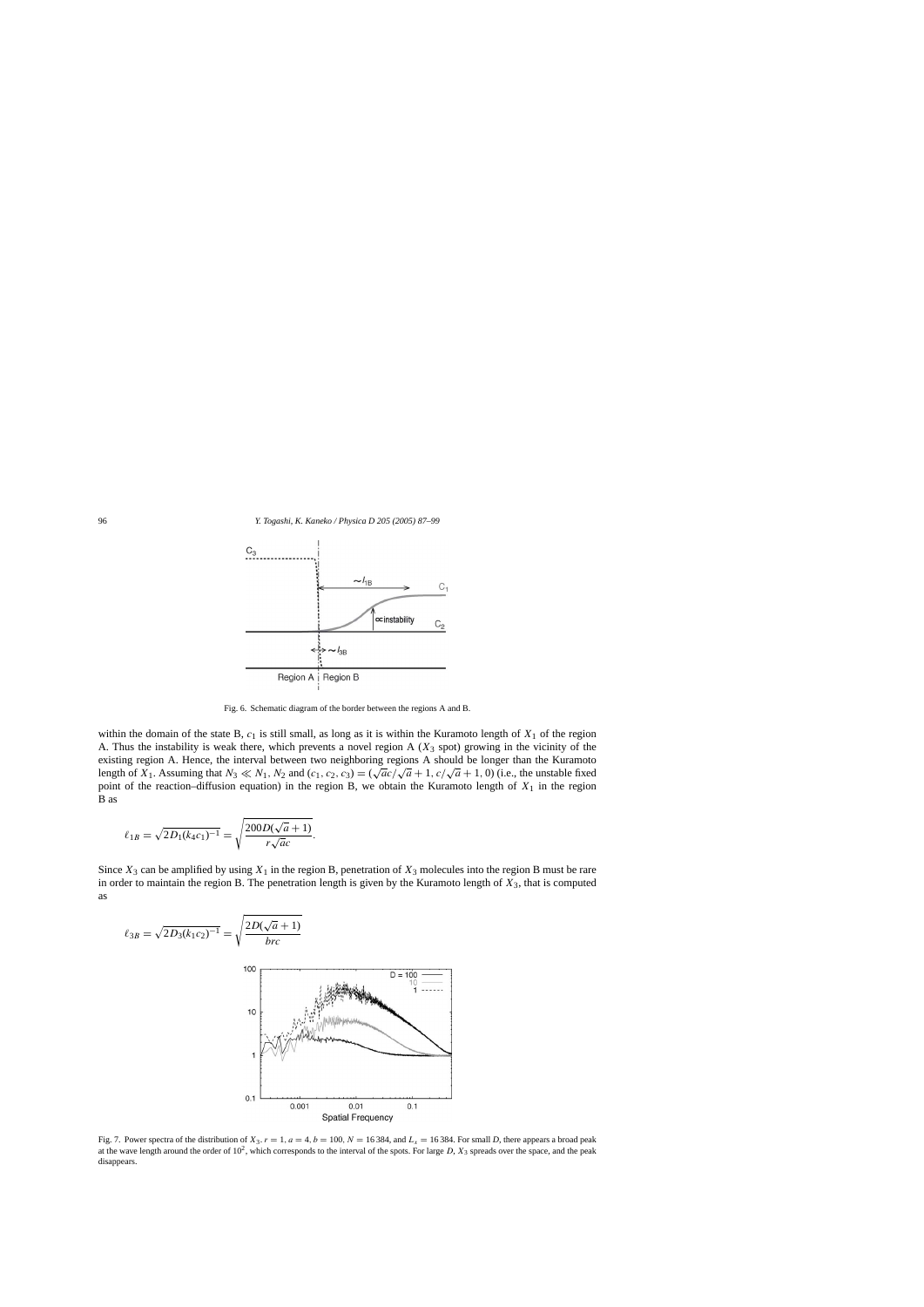Fig. 6. Schematic diagram of the border between the regions A and B.

within the domain of the state B, $c_1$ is still small, as long as it is within the Kuramoto length of $X_1$ of the region A. Thus the instability is weak there, which prevents a novel region A ($X_3$ spot) growing in the vicinity of the existing region A. Hence, the interval between two neighboring regions A should be longer than the Kuramoto length of $X_1$. Assuming that $N_3 \ll N_1, N_2$ and $(c_1, c_2, c_3) = (\sqrt{a}c/\sqrt{a}+1, c/\sqrt{a}+1, 0)$ (i.e., the unstable fixed point of the reaction–diffusion equation) in the region B, we obtain the Kuramoto length of $X_1$ in the region B as

$$\ell_{1B} = \sqrt{2D_1(k_4 c_1)^{-1}} = \sqrt{\frac{200D(\sqrt{a}+1)}{r\sqrt{a}c}}.$$

Since $X_3$ can be amplified by using $X_1$ in the region B, penetration of $X_3$ molecules into the region B must be rare in order to maintain the region B. The penetration length is given by the Kuramoto length of $X_3$, that is computed as

$$\ell_{3B} = \sqrt{2D_3(k_1 c_2)^{-1}} = \sqrt{\frac{2D(\sqrt{a}+1)}{brc}}$$

Fig. 7. Power spectra of the distribution of $X_3$. $r = 1$, $a = 4$, $b = 100$, $N = 16\,384$, and $L_x = 16\,384$. For small $D$, there appears a broad peak at the wave length around the order of $10^2$, which corresponds to the interval of the spots. For large $D$, $X_3$ spreads over the space, and the peak disappears.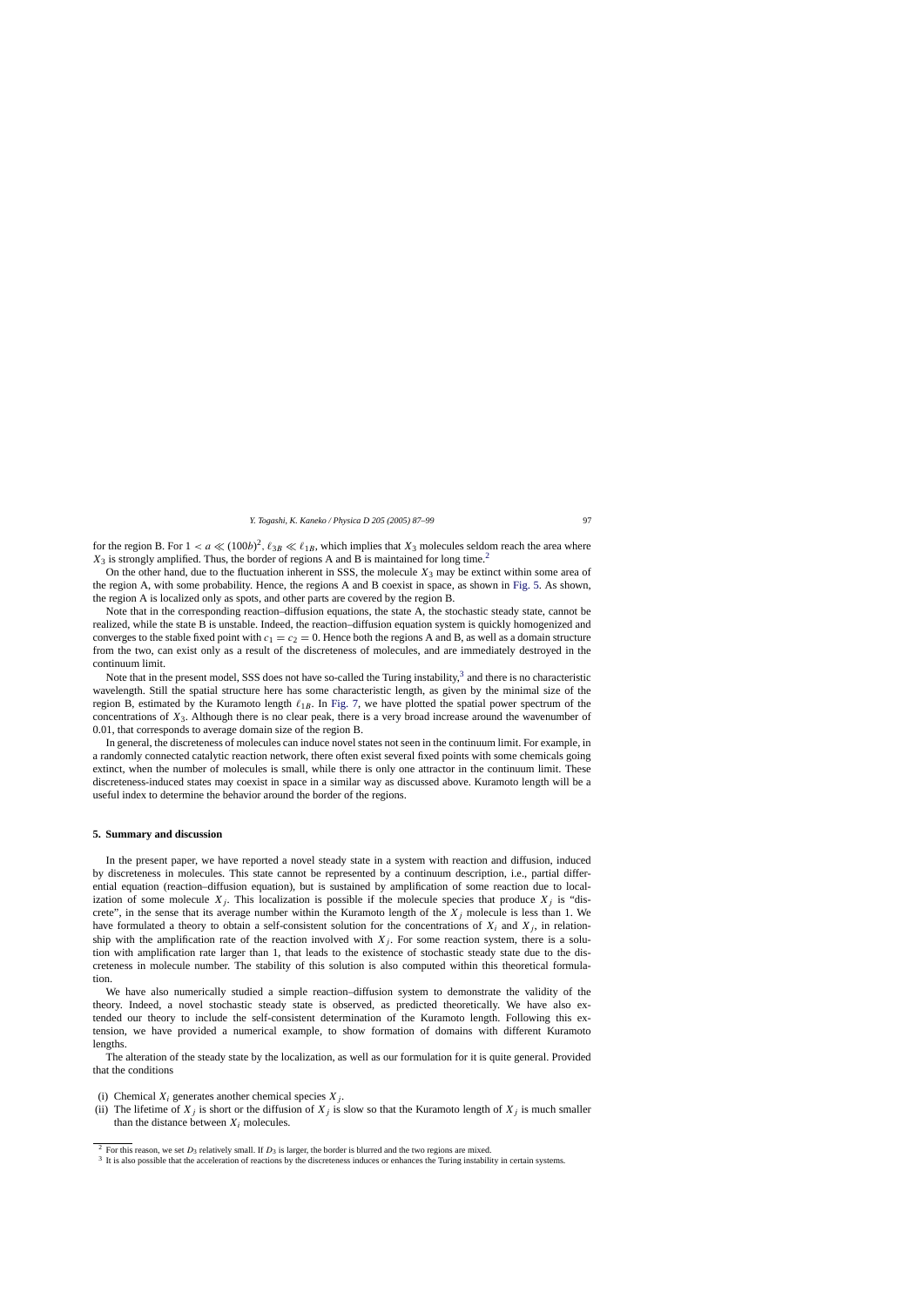for the region B. For $1 < a \ll (100b)^2$, $\ell_{3B} \ll \ell_{1B}$, which implies that $X_3$ molecules seldom reach the area where $X_3$ is strongly amplified. Thus, the border of regions A and B is maintained for long time.[2]

On the other hand, due to the fluctuation inherent in SSS, the molecule $X_3$ may be extinct within some area of the region A, with some probability. Hence, the regions A and B coexist in space, as shown in Fig. 5. As shown, the region A is localized only as spots, and other parts are covered by the region B.

Note that in the corresponding reaction–diffusion equations, the state A, the stochastic steady state, cannot be realized, while the state B is unstable. Indeed, the reaction–diffusion equation system is quickly homogenized and converges to the stable fixed point with $c_1 = c_2 = 0$. Hence both the regions A and B, as well as a domain structure from the two, can exist only as a result of the discreteness of molecules, and are immediately destroyed in the continuum limit.

Note that in the present model, SSS does not have so-called the Turing instability,[3] and there is no characteristic wavelength. Still the spatial structure here has some characteristic length, as given by the minimal size of the region B, estimated by the Kuramoto length $\ell_{1B}$. In Fig. 7, we have plotted the spatial power spectrum of the concentrations of $X_3$. Although there is no clear peak, there is a very broad increase around the wavenumber of 0.01, that corresponds to average domain size of the region B.

In general, the discreteness of molecules can induce novel states not seen in the continuum limit. For example, in a randomly connected catalytic reaction network, there often exist several fixed points with some chemicals going extinct, when the number of molecules is small, while there is only one attractor in the continuum limit. These discreteness-induced states may coexist in space in a similar way as discussed above. Kuramoto length will be a useful index to determine the behavior around the border of the regions.

## 5. Summary and discussion

In the present paper, we have reported a novel steady state in a system with reaction and diffusion, induced by discreteness in molecules. This state cannot be represented by a continuum description, i.e., partial differential equation (reaction–diffusion equation), but is sustained by amplification of some reaction due to localization of some molecule $X_j$. This localization is possible if the molecule species that produce $X_j$ is "discrete", in the sense that its average number within the Kuramoto length of the $X_j$ molecule is less than 1. We have formulated a theory to obtain a self-consistent solution for the concentrations of $X_i$ and $X_j$, in relationship with the amplification rate of the reaction involved with $X_j$. For some reaction system, there is a solution with amplification rate larger than 1, that leads to the existence of stochastic steady state due to the discreteness in molecule number. The stability of this solution is also computed within this theoretical formulation.

We have also numerically studied a simple reaction–diffusion system to demonstrate the validity of the theory. Indeed, a novel stochastic steady state is observed, as predicted theoretically. We have also extended our theory to include the self-consistent determination of the Kuramoto length. Following this extension, we have provided a numerical example, to show formation of domains with different Kuramoto lengths.

The alteration of the steady state by the localization, as well as our formulation for it is quite general. Provided that the conditions

(i) Chemical $X_i$ generates another chemical species $X_j$.
(ii) The lifetime of $X_j$ is short or the diffusion of $X_j$ is slow so that the Kuramoto length of $X_j$ is much smaller than the distance between $X_i$ molecules.

[2] For this reason, we set $D_3$ relatively small. If $D_3$ is larger, the border is blurred and the two regions are mixed.

[3] It is also possible that the acceleration of reactions by the discreteness induces or enhances the Turing instability in certain systems.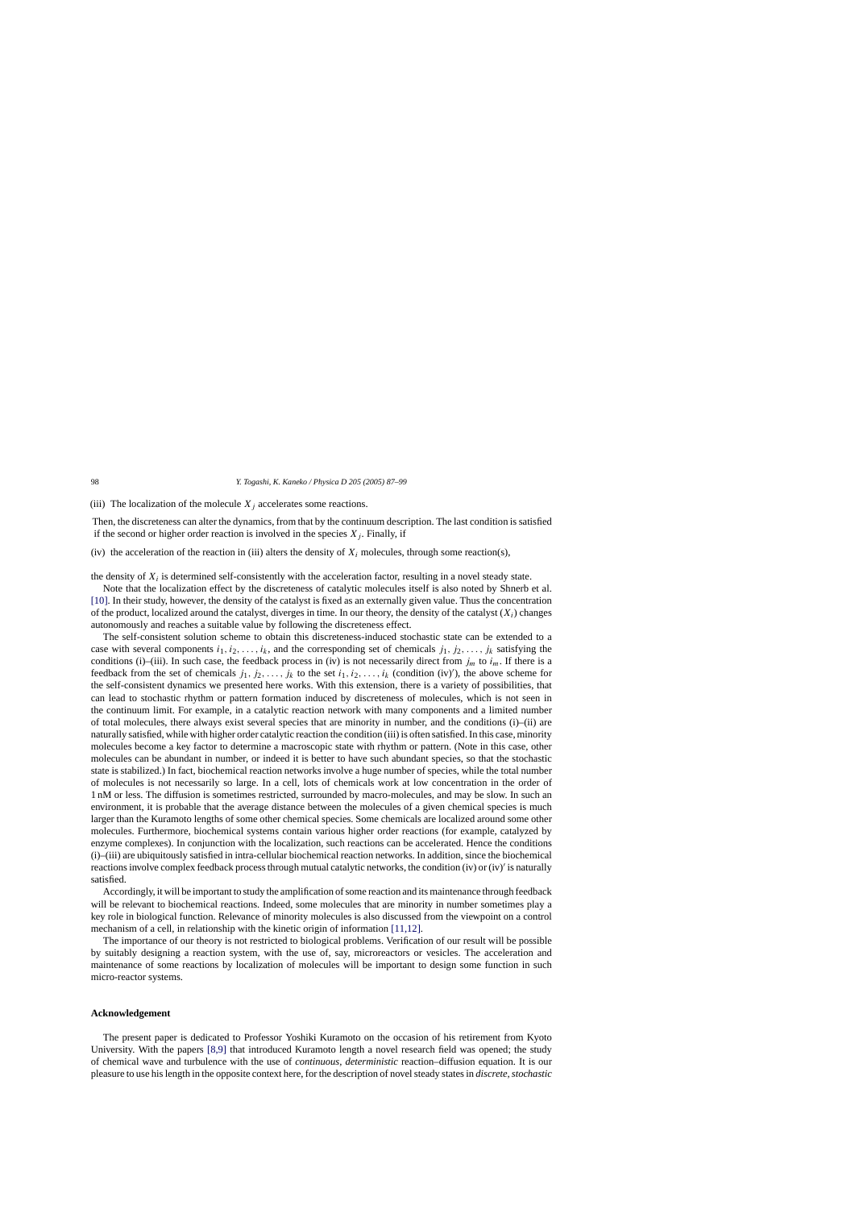(iii) The localization of the molecule $X_j$ accelerates some reactions.

Then, the discreteness can alter the dynamics, from that by the continuum description. The last condition is satisfied if the second or higher order reaction is involved in the species $X_j$. Finally, if

(iv) the acceleration of the reaction in (iii) alters the density of $X_i$ molecules, through some reaction(s),

the density of $X_i$ is determined self-consistently with the acceleration factor, resulting in a novel steady state.

Note that the localization effect by the discreteness of catalytic molecules itself is also noted by Shnerb et al. [10]. In their study, however, the density of the catalyst is fixed as an externally given value. Thus the concentration of the product, localized around the catalyst, diverges in time. In our theory, the density of the catalyst ($X_i$) changes autonomously and reaches a suitable value by following the discreteness effect.

The self-consistent solution scheme to obtain this discreteness-induced stochastic state can be extended to a case with several components $i_1, i_2, \ldots, i_k$, and the corresponding set of chemicals $j_1, j_2, \ldots, j_k$ satisfying the conditions (i)–(iii). In such case, the feedback process in (iv) is not necessarily direct from $j_m$ to $i_m$. If there is a feedback from the set of chemicals $j_1, j_2, \ldots, j_k$ to the set $i_1, i_2, \ldots, i_k$ (condition (iv)′), the above scheme for the self-consistent dynamics we presented here works. With this extension, there is a variety of possibilities, that can lead to stochastic rhythm or pattern formation induced by discreteness of molecules, which is not seen in the continuum limit. For example, in a catalytic reaction network with many components and a limited number of total molecules, there always exist several species that are minority in number, and the conditions (i)–(ii) are naturally satisfied, while with higher order catalytic reaction the condition (iii) is often satisfied. In this case, minority molecules become a key factor to determine a macroscopic state with rhythm or pattern. (Note in this case, other molecules can be abundant in number, or indeed it is better to have such abundant species, so that the stochastic state is stabilized.) In fact, biochemical reaction networks involve a huge number of species, while the total number of molecules is not necessarily so large. In a cell, lots of chemicals work at low concentration in the order of 1 nM or less. The diffusion is sometimes restricted, surrounded by macro-molecules, and may be slow. In such an environment, it is probable that the average distance between the molecules of a given chemical species is much larger than the Kuramoto lengths of some other chemical species. Some chemicals are localized around some other molecules. Furthermore, biochemical systems contain various higher order reactions (for example, catalyzed by enzyme complexes). In conjunction with the localization, such reactions can be accelerated. Hence the conditions (i)–(iii) are ubiquitously satisfied in intra-cellular biochemical reaction networks. In addition, since the biochemical reactions involve complex feedback process through mutual catalytic networks, the condition (iv) or (iv)′ is naturally satisfied.

Accordingly, it will be important to study the amplification of some reaction and its maintenance through feedback will be relevant to biochemical reactions. Indeed, some molecules that are minority in number sometimes play a key role in biological function. Relevance of minority molecules is also discussed from the viewpoint on a control mechanism of a cell, in relationship with the kinetic origin of information [11,12].

The importance of our theory is not restricted to biological problems. Verification of our result will be possible by suitably designing a reaction system, with the use of, say, microreactors or vesicles. The acceleration and maintenance of some reactions by localization of molecules will be important to design some function in such micro-reactor systems.

## Acknowledgement

The present paper is dedicated to Professor Yoshiki Kuramoto on the occasion of his retirement from Kyoto University. With the papers [8,9] that introduced Kuramoto length a novel research field was opened; the study of chemical wave and turbulence with the use of *continuous, deterministic* reaction–diffusion equation. It is our pleasure to use his length in the opposite context here, for the description of novel steady states in *discrete, stochastic*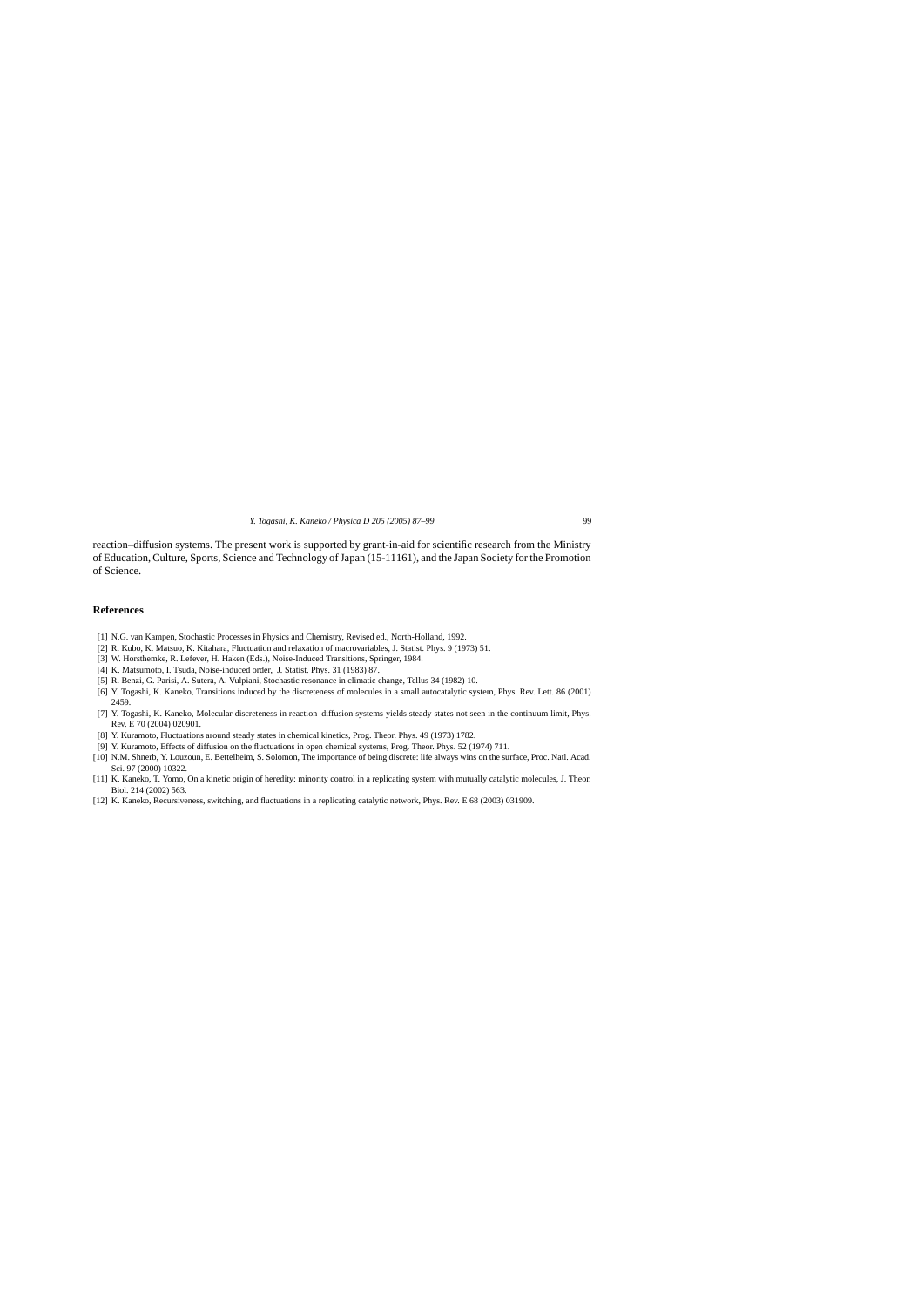reaction–diffusion systems. The present work is supported by grant-in-aid for scientific research from the Ministry of Education, Culture, Sports, Science and Technology of Japan (15-11161), and the Japan Society for the Promotion of Science.

## References

[1] N.G. van Kampen, Stochastic Processes in Physics and Chemistry, Revised ed., North-Holland, 1992.
[2] R. Kubo, K. Matsuo, K. Kitahara, Fluctuation and relaxation of macrovariables, J. Statist. Phys. 9 (1973) 51.
[3] W. Horsthemke, R. Lefever, H. Haken (Eds.), Noise-Induced Transitions, Springer, 1984.
[4] K. Matsumoto, I. Tsuda, Noise-induced order, J. Statist. Phys. 31 (1983) 87.
[5] R. Benzi, G. Parisi, A. Sutera, A. Vulpiani, Stochastic resonance in climatic change, Tellus 34 (1982) 10.
[6] Y. Togashi, K. Kaneko, Transitions induced by the discreteness of molecules in a small autocatalytic system, Phys. Rev. Lett. 86 (2001) 2459.
[7] Y. Togashi, K. Kaneko, Molecular discreteness in reaction–diffusion systems yields steady states not seen in the continuum limit, Phys. Rev. E 70 (2004) 020901.
[8] Y. Kuramoto, Fluctuations around steady states in chemical kinetics, Prog. Theor. Phys. 49 (1973) 1782.
[9] Y. Kuramoto, Effects of diffusion on the fluctuations in open chemical systems, Prog. Theor. Phys. 52 (1974) 711.
[10] N.M. Shnerb, Y. Louzoun, E. Bettelheim, S. Solomon, The importance of being discrete: life always wins on the surface, Proc. Natl. Acad. Sci. 97 (2000) 10322.
[11] K. Kaneko, T. Yomo, On a kinetic origin of heredity: minority control in a replicating system with mutually catalytic molecules, J. Theor. Biol. 214 (2002) 563.
[12] K. Kaneko, Recursiveness, switching, and fluctuations in a replicating catalytic network, Phys. Rev. E 68 (2003) 031909.